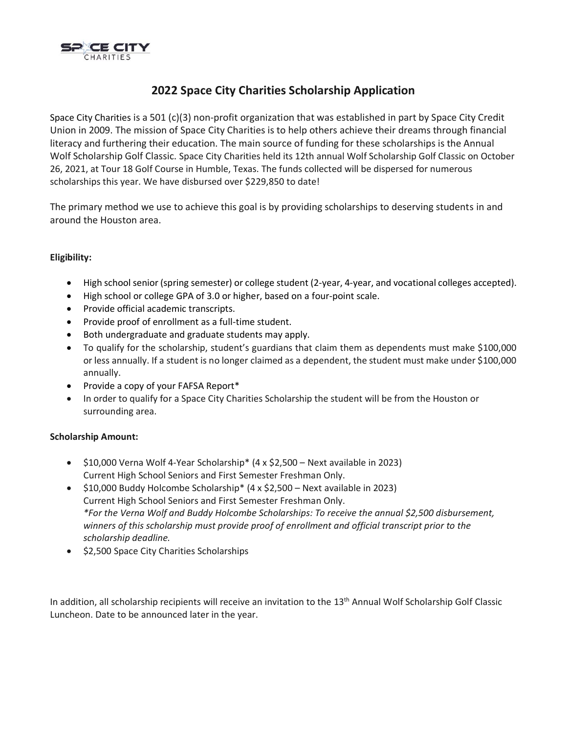# 2022 Space City Charities Scholarship Application

Space City Charities is a 501 (c)(3) non-profit organization that was established in part by Space City Credit Union in 2009. The mission of Space City Charities is to help others achieve their dreams through financial literacy and furthering their education. The main source of funding for these scholarships is the Annual Wolf Scholarship Golf Classic. Space City Charities held its 12th annual Wolf Scholarship Golf Classic on October 26, 2021, at Tour 18 Golf Course in Humble, Texas. The funds collected will be dispersed for numerous scholarships this year. We have disbursed over $229,850 to date!

The primary method we use to achieve this goal is by providing scholarships to deserving students in and around the Houston area.

**Eligibility:**

- High school senior (spring semester) or college student (2-year, 4-year, and vocational colleges accepted).
- High school or college GPA of 3.0 or higher, based on a four-point scale.
- Provide official academic transcripts.
- Provide proof of enrollment as a full-time student.
- Both undergraduate and graduate students may apply.
- To qualify for the scholarship, student's guardians that claim them as dependents must make $100,000 or less annually. If a student is no longer claimed as a dependent, the student must make under $100,000 annually.
- Provide a copy of your FAFSA Report*
- In order to qualify for a Space City Charities Scholarship the student will be from the Houston or surrounding area.

**Scholarship Amount:**

- $10,000 Verna Wolf 4-Year Scholarship* (4 x $2,500 – Next available in 2023)
  Current High School Seniors and First Semester Freshman Only.
- $10,000 Buddy Holcombe Scholarship* (4 x $2,500 – Next available in 2023)
  Current High School Seniors and First Semester Freshman Only.
  *\*For the Verna Wolf and Buddy Holcombe Scholarships: To receive the annual $2,500 disbursement, winners of this scholarship must provide proof of enrollment and official transcript prior to the scholarship deadline.*
- $2,500 Space City Charities Scholarships

In addition, all scholarship recipients will receive an invitation to the 13th Annual Wolf Scholarship Golf Classic Luncheon. Date to be announced later in the year.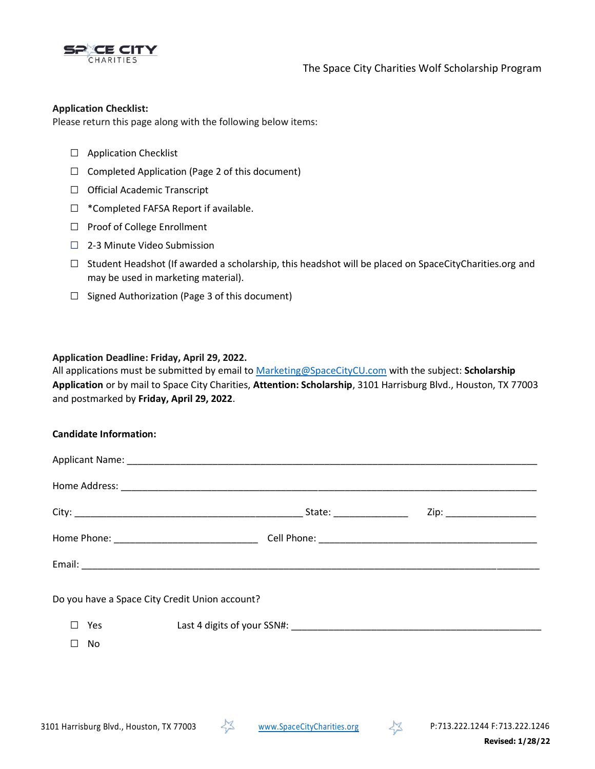The Space City Charities Wolf Scholarship Program

**Application Checklist:**
Please return this page along with the following below items:

- ☐ Application Checklist
- ☐ Completed Application (Page 2 of this document)
- ☐ Official Academic Transcript
- ☐ *Completed FAFSA Report if available.
- ☐ Proof of College Enrollment
- ☐ 2-3 Minute Video Submission
- ☐ Student Headshot (If awarded a scholarship, this headshot will be placed on SpaceCityCharities.org and may be used in marketing material).
- ☐ Signed Authorization (Page 3 of this document)

**Application Deadline: Friday, April 29, 2022.**
All applications must be submitted by email to Marketing@SpaceCityCU.com with the subject: **Scholarship Application** or by mail to Space City Charities, **Attention: Scholarship**, 3101 Harrisburg Blvd., Houston, TX 77003 and postmarked by **Friday, April 29, 2022**.

**Candidate Information:**

Applicant Name: ______________________________________________

Home Address: ______________________________________________

City: ____________________________ State: ____________ Zip: ____________

Home Phone: ____________________ Cell Phone: ____________________

Email: ______________________________________________

Do you have a Space City Credit Union account?

- ☐ Yes Last 4 digits of your SSN#: ______________________________
- ☐ No

3101 Harrisburg Blvd., Houston, TX 77003 www.SpaceCityCharities.org P:713.222.1244 F:713.222.1246

**Revised: 1/28/22**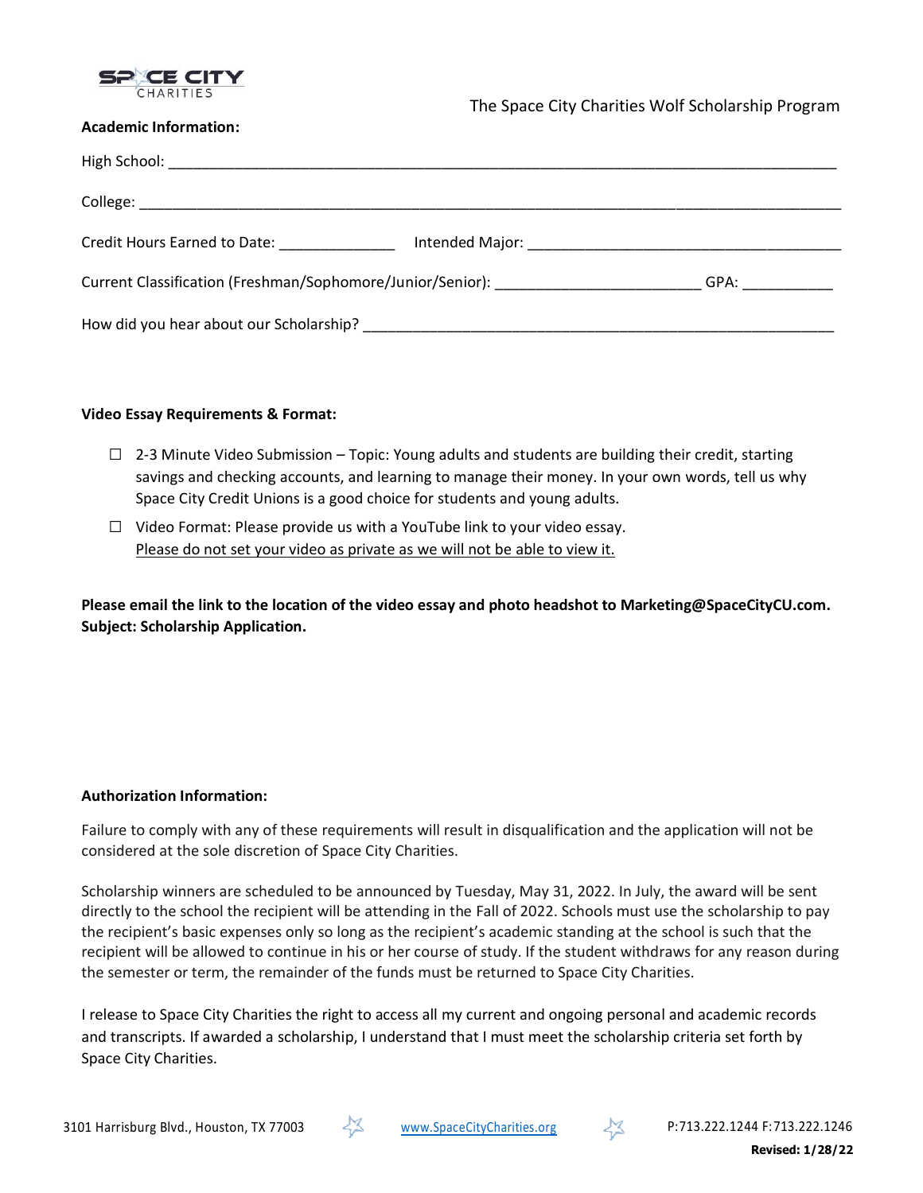The Space City Charities Wolf Scholarship Program

**Academic Information:**

High School: ______________________________________________________________________________

College: _________________________________________________________________________________

Credit Hours Earned to Date: ______________ Intended Major: ______________________________________

Current Classification (Freshman/Sophomore/Junior/Senior): ________________________ GPA: ___________

How did you hear about our Scholarship? _________________________________________________________

**Video Essay Requirements & Format:**

- ☐ 2-3 Minute Video Submission – Topic: Young adults and students are building their credit, starting savings and checking accounts, and learning to manage their money. In your own words, tell us why Space City Credit Unions is a good choice for students and young adults.
- ☐ Video Format: Please provide us with a YouTube link to your video essay.
  Please do not set your video as private as we will not be able to view it.

**Please email the link to the location of the video essay and photo headshot to Marketing@SpaceCityCU.com. Subject: Scholarship Application.**

**Authorization Information:**

Failure to comply with any of these requirements will result in disqualification and the application will not be considered at the sole discretion of Space City Charities.

Scholarship winners are scheduled to be announced by Tuesday, May 31, 2022. In July, the award will be sent directly to the school the recipient will be attending in the Fall of 2022. Schools must use the scholarship to pay the recipient's basic expenses only so long as the recipient's academic standing at the school is such that the recipient will be allowed to continue in his or her course of study. If the student withdraws for any reason during the semester or term, the remainder of the funds must be returned to Space City Charities.

I release to Space City Charities the right to access all my current and ongoing personal and academic records and transcripts. If awarded a scholarship, I understand that I must meet the scholarship criteria set forth by Space City Charities.

3101 Harrisburg Blvd., Houston, TX 77003 www.SpaceCityCharities.org P:713.222.1244 F:713.222.1246

**Revised: 1/28/22**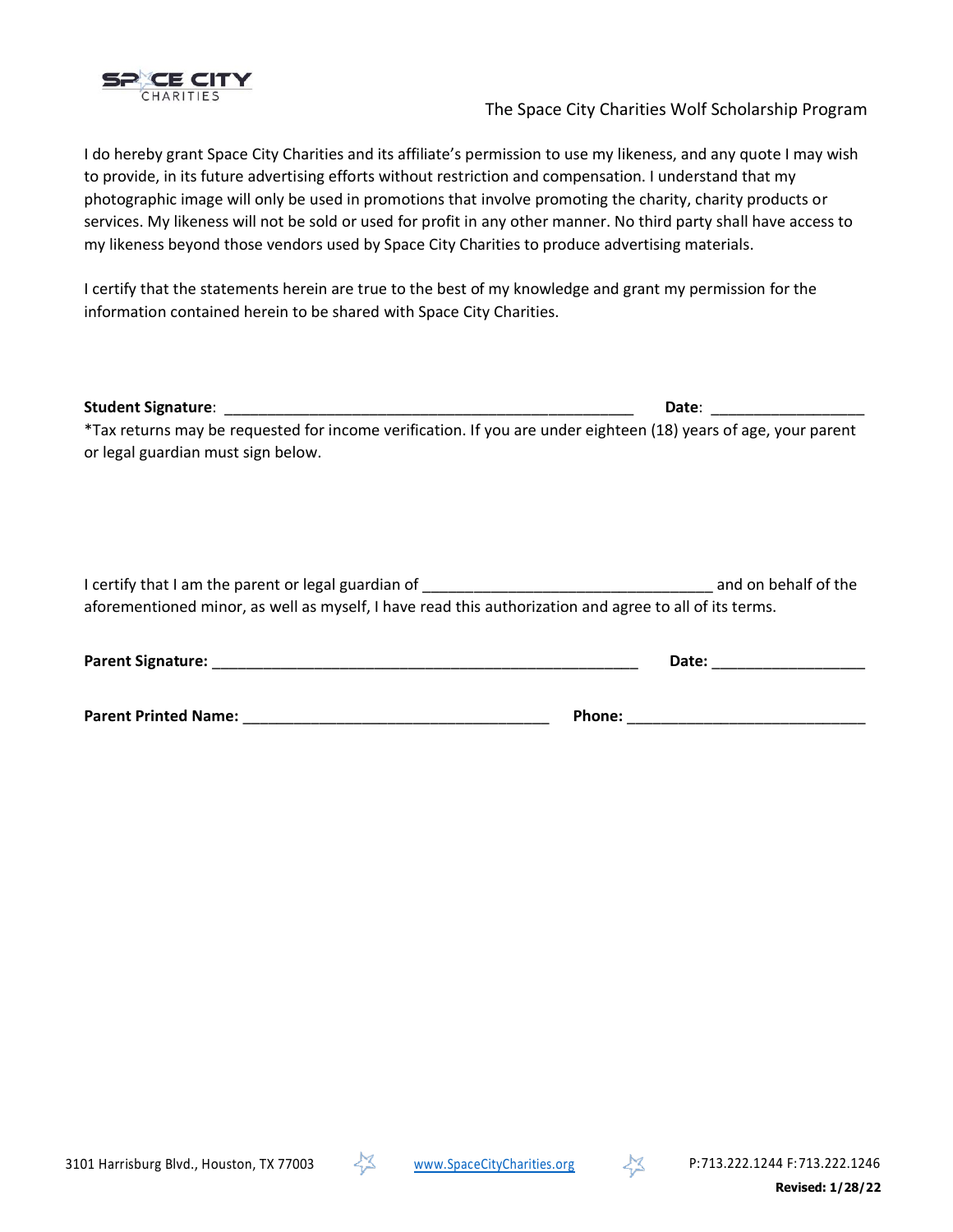The Space City Charities Wolf Scholarship Program

I do hereby grant Space City Charities and its affiliate's permission to use my likeness, and any quote I may wish to provide, in its future advertising efforts without restriction and compensation. I understand that my photographic image will only be used in promotions that involve promoting the charity, charity products or services. My likeness will not be sold or used for profit in any other manner. No third party shall have access to my likeness beyond those vendors used by Space City Charities to produce advertising materials.

I certify that the statements herein are true to the best of my knowledge and grant my permission for the information contained herein to be shared with Space City Charities.

**Student Signature**: __________________________________________________ **Date**: __________________

*Tax returns may be requested for income verification. If you are under eighteen (18) years of age, your parent or legal guardian must sign below.

I certify that I am the parent or legal guardian of __________________________________ and on behalf of the aforementioned minor, as well as myself, I have read this authorization and agree to all of its terms.

**Parent Signature:** ____________________________________________________ **Date:** __________________

**Parent Printed Name:** ____________________________________ **Phone:** ____________________________

3101 Harrisburg Blvd., Houston, TX 77003 www.SpaceCityCharities.org P:713.222.1244 F:713.222.1246

**Revised: 1/28/22**